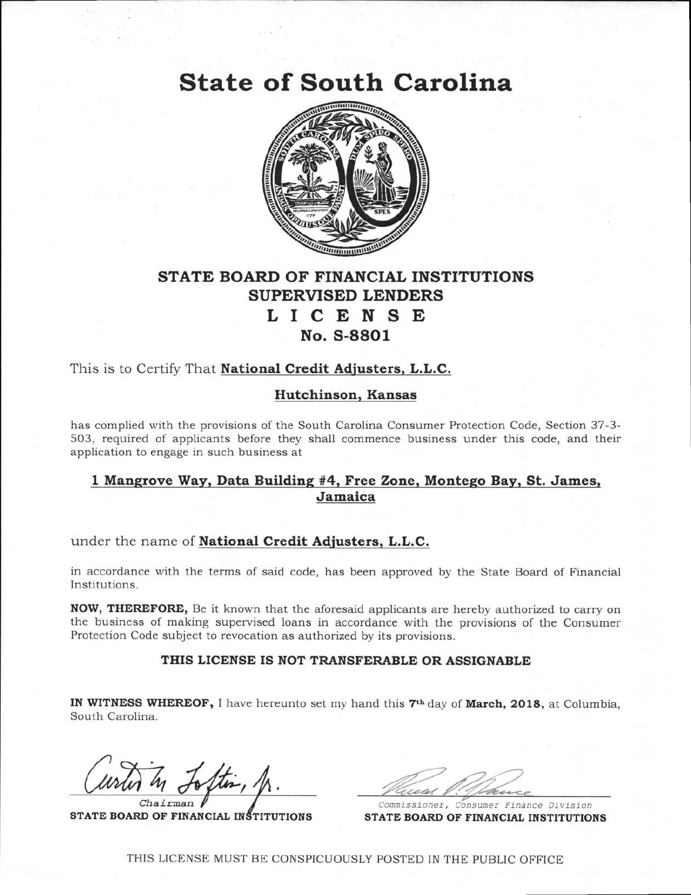# State of South Carolina

## STATE BOARD OF FINANCIAL INSTITUTIONS
## SUPERVISED LENDERS
## L I C E N S E
## No. S-8801

This is to Certify That **National Credit Adjusters, L.L.C.**

**Hutchinson, Kansas**

has complied with the provisions of the South Carolina Consumer Protection Code, Section 37-3-503, required of applicants before they shall commence business under this code, and their application to engage in such business at

**1 Mangrove Way, Data Building #4, Free Zone, Montego Bay, St. James, Jamaica**

under the name of **National Credit Adjusters, L.L.C.**

in accordance with the terms of said code, has been approved by the State Board of Financial Institutions.

**NOW, THEREFORE,** Be it known that the aforesaid applicants are hereby authorized to carry on the business of making supervised loans in accordance with the provisions of the Consumer Protection Code subject to revocation as authorized by its provisions.

**THIS LICENSE IS NOT TRANSFERABLE OR ASSIGNABLE**

**IN WITNESS WHEREOF,** I have hereunto set my hand this **7th** day of **March, 2018,** at Columbia, South Carolina.

*Chairman*
**STATE BOARD OF FINANCIAL INSTITUTIONS**

*Commissioner, Consumer Finance Division*
**STATE BOARD OF FINANCIAL INSTITUTIONS**

THIS LICENSE MUST BE CONSPICUOUSLY POSTED IN THE PUBLIC OFFICE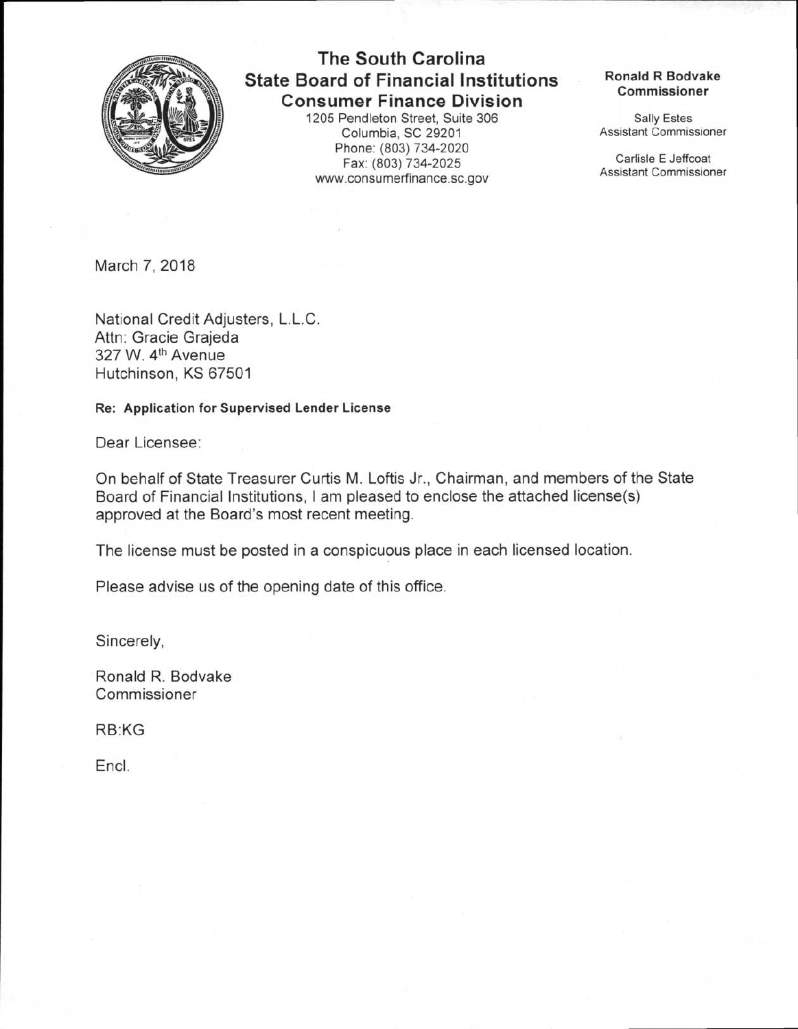# The South Carolina State Board of Financial Institutions
## Consumer Finance Division

1205 Pendleton Street, Suite 306
Columbia, SC 29201
Phone: (803) 734-2020
Fax: (803) 734-2025
www.consumerfinance.sc.gov

**Ronald R Bodvake**
**Commissioner**

Sally Estes
Assistant Commissioner

Carlisle E Jeffcoat
Assistant Commissioner

March 7, 2018

National Credit Adjusters, L.L.C.
Attn: Gracie Grajeda
327 W. 4th Avenue
Hutchinson, KS 67501

**Re: Application for Supervised Lender License**

Dear Licensee:

On behalf of State Treasurer Curtis M. Loftis Jr., Chairman, and members of the State Board of Financial Institutions, I am pleased to enclose the attached license(s) approved at the Board's most recent meeting.

The license must be posted in a conspicuous place in each licensed location.

Please advise us of the opening date of this office.

Sincerely,

Ronald R. Bodvake
Commissioner

RB:KG

Encl.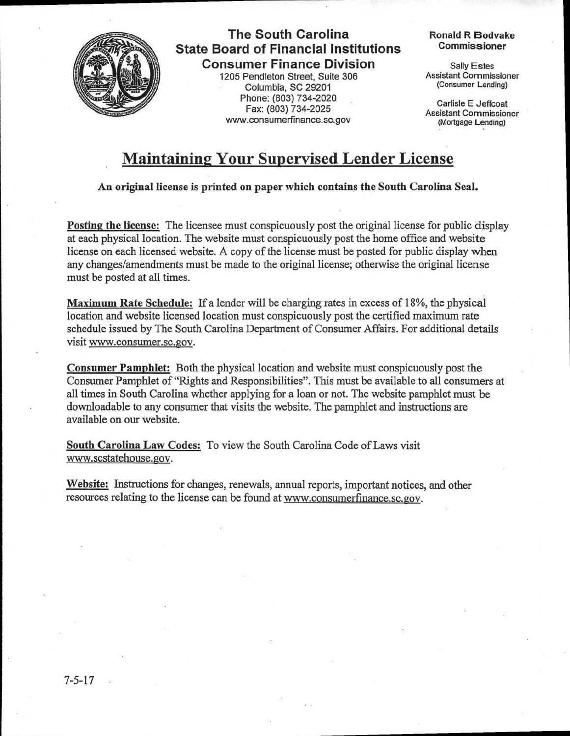**The South Carolina State Board of Financial Institutions**
**Consumer Finance Division**
1205 Pendleton Street, Suite 306
Columbia, SC 29201
Phone: (803) 734-2020
Fax: (803) 734-2025
www.consumerfinance.sc.gov

**Ronald R Bodvake**
**Commissioner**

Sally Estes
Assistant Commissioner
(Consumer Lending)

Carlisle E Jeffcoat
Assistant Commissioner
(Mortgage Lending)

# Maintaining Your Supervised Lender License

**An original license is printed on paper which contains the South Carolina Seal.**

**Posting the license:** The licensee must conspicuously post the original license for public display at each physical location. The website must conspicuously post the home office and website license on each licensed website. A copy of the license must be posted for public display when any changes/amendments must be made to the original license; otherwise the original license must be posted at all times.

**Maximum Rate Schedule:** If a lender will be charging rates in excess of 18%, the physical location and website licensed location must conspicuously post the certified maximum rate schedule issued by The South Carolina Department of Consumer Affairs. For additional details visit www.consumer.sc.gov.

**Consumer Pamphlet:** Both the physical location and website must conspicuously post the Consumer Pamphlet of "Rights and Responsibilities". This must be available to all consumers at all times in South Carolina whether applying for a loan or not. The website pamphlet must be downloadable to any consumer that visits the website. The pamphlet and instructions are available on our website.

**South Carolina Law Codes:** To view the South Carolina Code of Laws visit www.scstatehouse.gov.

**Website:** Instructions for changes, renewals, annual reports, important notices, and other resources relating to the license can be found at www.consumerfinance.sc.gov.

7-5-17